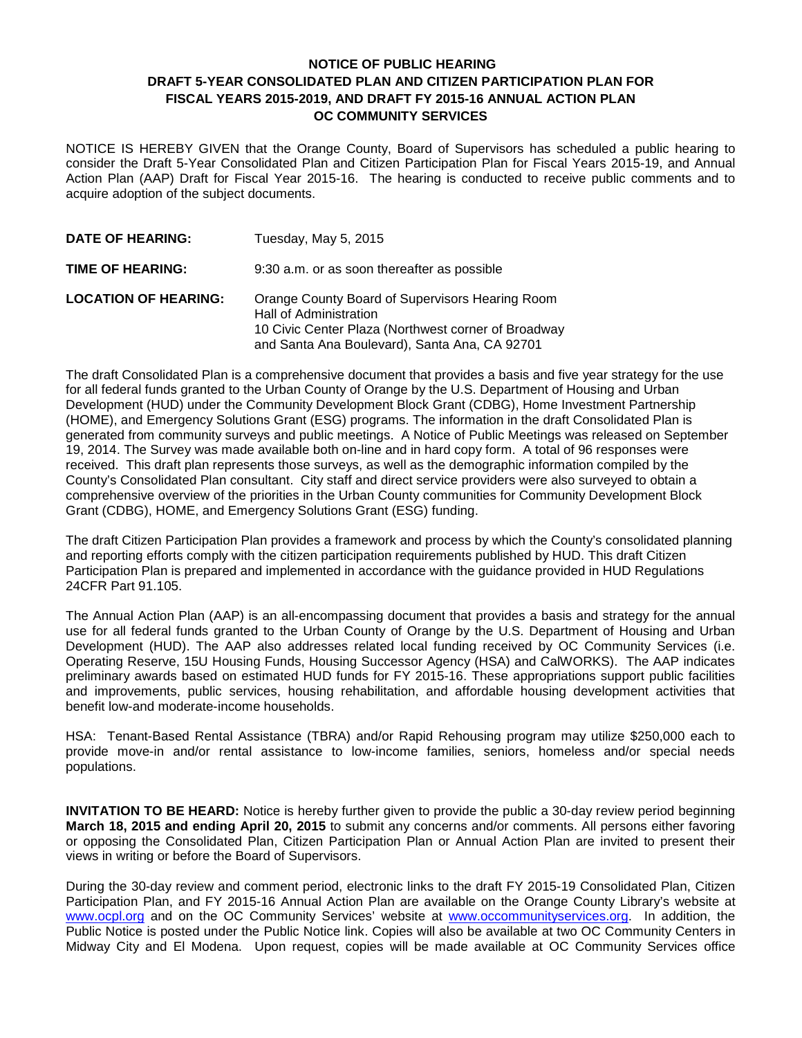# NOTICE OF PUBLIC HEARING
# DRAFT 5-YEAR CONSOLIDATED PLAN AND CITIZEN PARTICIPATION PLAN FOR FISCAL YEARS 2015-2019, AND DRAFT FY 2015-16 ANNUAL ACTION PLAN
# OC COMMUNITY SERVICES

NOTICE IS HEREBY GIVEN that the Orange County, Board of Supervisors has scheduled a public hearing to consider the Draft 5-Year Consolidated Plan and Citizen Participation Plan for Fiscal Years 2015-19, and Annual Action Plan (AAP) Draft for Fiscal Year 2015-16. The hearing is conducted to receive public comments and to acquire adoption of the subject documents.

**DATE OF HEARING:** Tuesday, May 5, 2015

**TIME OF HEARING:** 9:30 a.m. or as soon thereafter as possible

**LOCATION OF HEARING:** Orange County Board of Supervisors Hearing Room
Hall of Administration
10 Civic Center Plaza (Northwest corner of Broadway and Santa Ana Boulevard), Santa Ana, CA 92701

The draft Consolidated Plan is a comprehensive document that provides a basis and five year strategy for the use for all federal funds granted to the Urban County of Orange by the U.S. Department of Housing and Urban Development (HUD) under the Community Development Block Grant (CDBG), Home Investment Partnership (HOME), and Emergency Solutions Grant (ESG) programs. The information in the draft Consolidated Plan is generated from community surveys and public meetings. A Notice of Public Meetings was released on September 19, 2014. The Survey was made available both on-line and in hard copy form. A total of 96 responses were received. This draft plan represents those surveys, as well as the demographic information compiled by the County's Consolidated Plan consultant. City staff and direct service providers were also surveyed to obtain a comprehensive overview of the priorities in the Urban County communities for Community Development Block Grant (CDBG), HOME, and Emergency Solutions Grant (ESG) funding.

The draft Citizen Participation Plan provides a framework and process by which the County's consolidated planning and reporting efforts comply with the citizen participation requirements published by HUD. This draft Citizen Participation Plan is prepared and implemented in accordance with the guidance provided in HUD Regulations 24CFR Part 91.105.

The Annual Action Plan (AAP) is an all-encompassing document that provides a basis and strategy for the annual use for all federal funds granted to the Urban County of Orange by the U.S. Department of Housing and Urban Development (HUD). The AAP also addresses related local funding received by OC Community Services (i.e. Operating Reserve, 15U Housing Funds, Housing Successor Agency (HSA) and CalWORKS). The AAP indicates preliminary awards based on estimated HUD funds for FY 2015-16. These appropriations support public facilities and improvements, public services, housing rehabilitation, and affordable housing development activities that benefit low-and moderate-income households.

HSA: Tenant-Based Rental Assistance (TBRA) and/or Rapid Rehousing program may utilize $250,000 each to provide move-in and/or rental assistance to low-income families, seniors, homeless and/or special needs populations.

**INVITATION TO BE HEARD:** Notice is hereby further given to provide the public a 30-day review period beginning **March 18, 2015 and ending April 20, 2015** to submit any concerns and/or comments. All persons either favoring or opposing the Consolidated Plan, Citizen Participation Plan or Annual Action Plan are invited to present their views in writing or before the Board of Supervisors.

During the 30-day review and comment period, electronic links to the draft FY 2015-19 Consolidated Plan, Citizen Participation Plan, and FY 2015-16 Annual Action Plan are available on the Orange County Library's website at www.ocpl.org and on the OC Community Services' website at www.occommunityservices.org. In addition, the Public Notice is posted under the Public Notice link. Copies will also be available at two OC Community Centers in Midway City and El Modena. Upon request, copies will be made available at OC Community Services office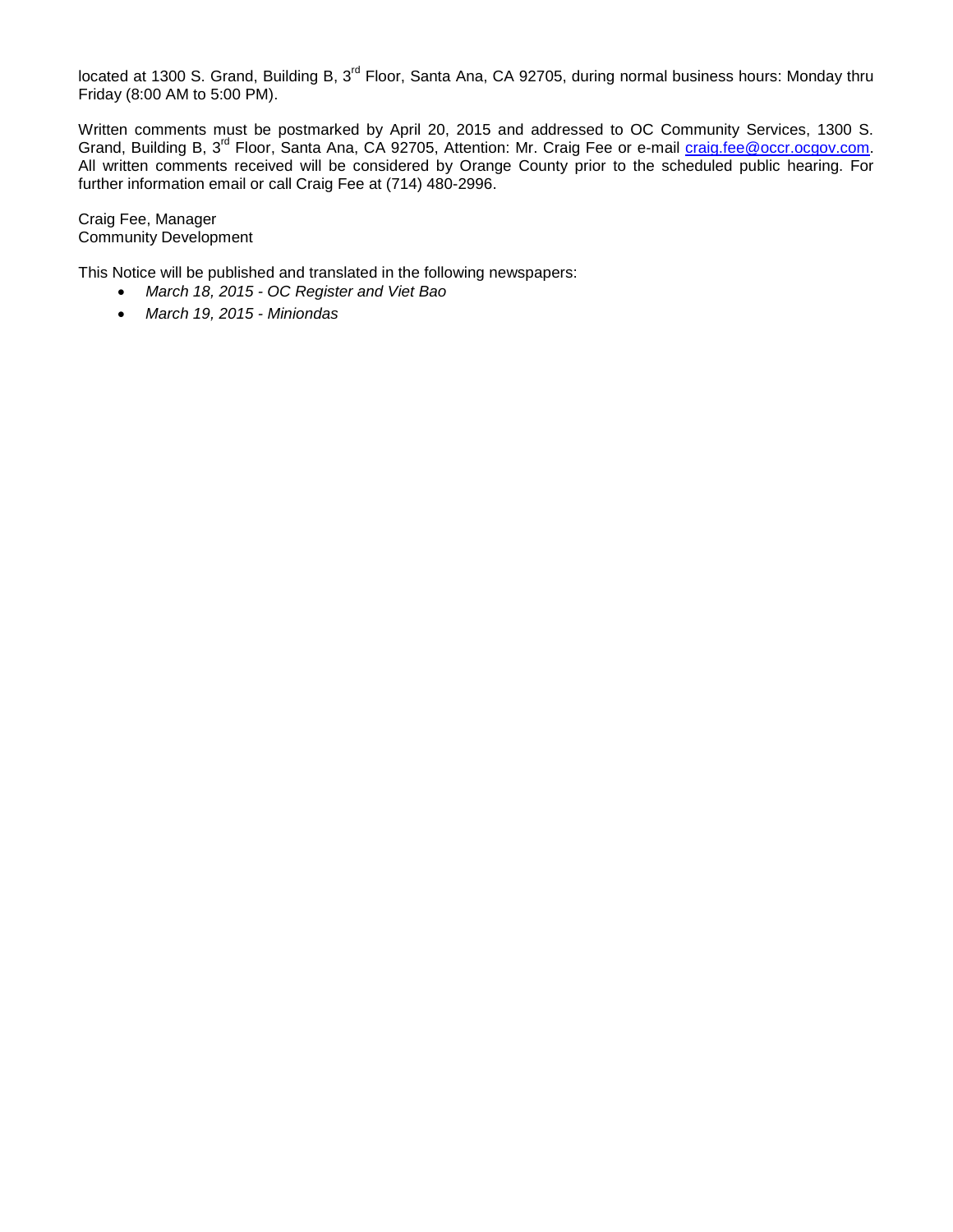located at 1300 S. Grand, Building B, 3rd Floor, Santa Ana, CA 92705, during normal business hours: Monday thru Friday (8:00 AM to 5:00 PM).

Written comments must be postmarked by April 20, 2015 and addressed to OC Community Services, 1300 S. Grand, Building B, 3rd Floor, Santa Ana, CA 92705, Attention: Mr. Craig Fee or e-mail craig.fee@occr.ocgov.com. All written comments received will be considered by Orange County prior to the scheduled public hearing. For further information email or call Craig Fee at (714) 480-2996.

Craig Fee, Manager
Community Development

This Notice will be published and translated in the following newspapers:

- *March 18, 2015 - OC Register and Viet Bao*
- *March 19, 2015 - Miniondas*